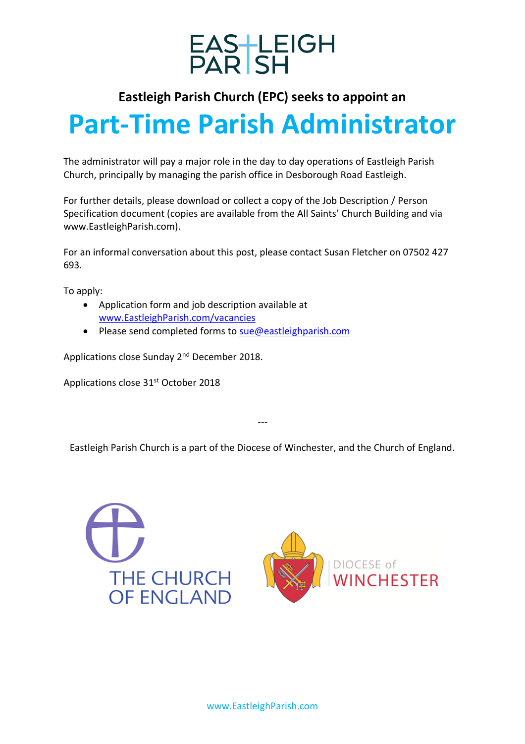EASTLEIGH PARISH

**Eastleigh Parish Church (EPC) seeks to appoint an**

# Part-Time Parish Administrator

The administrator will pay a major role in the day to day operations of Eastleigh Parish Church, principally by managing the parish office in Desborough Road Eastleigh.

For further details, please download or collect a copy of the Job Description / Person Specification document (copies are available from the All Saints' Church Building and via www.EastleighParish.com).

For an informal conversation about this post, please contact Susan Fletcher on 07502 427 693.

To apply:

- Application form and job description available at [www.EastleighParish.com/vacancies](www.EastleighParish.com/vacancies)
- Please send completed forms to [sue@eastleighparish.com](mailto:sue@eastleighparish.com)

Applications close Sunday 2nd December 2018.

Applications close 31st October 2018

---

Eastleigh Parish Church is a part of the Diocese of Winchester, and the Church of England.

THE CHURCH OF ENGLAND

DIOCESE of WINCHESTER

www.EastleighParish.com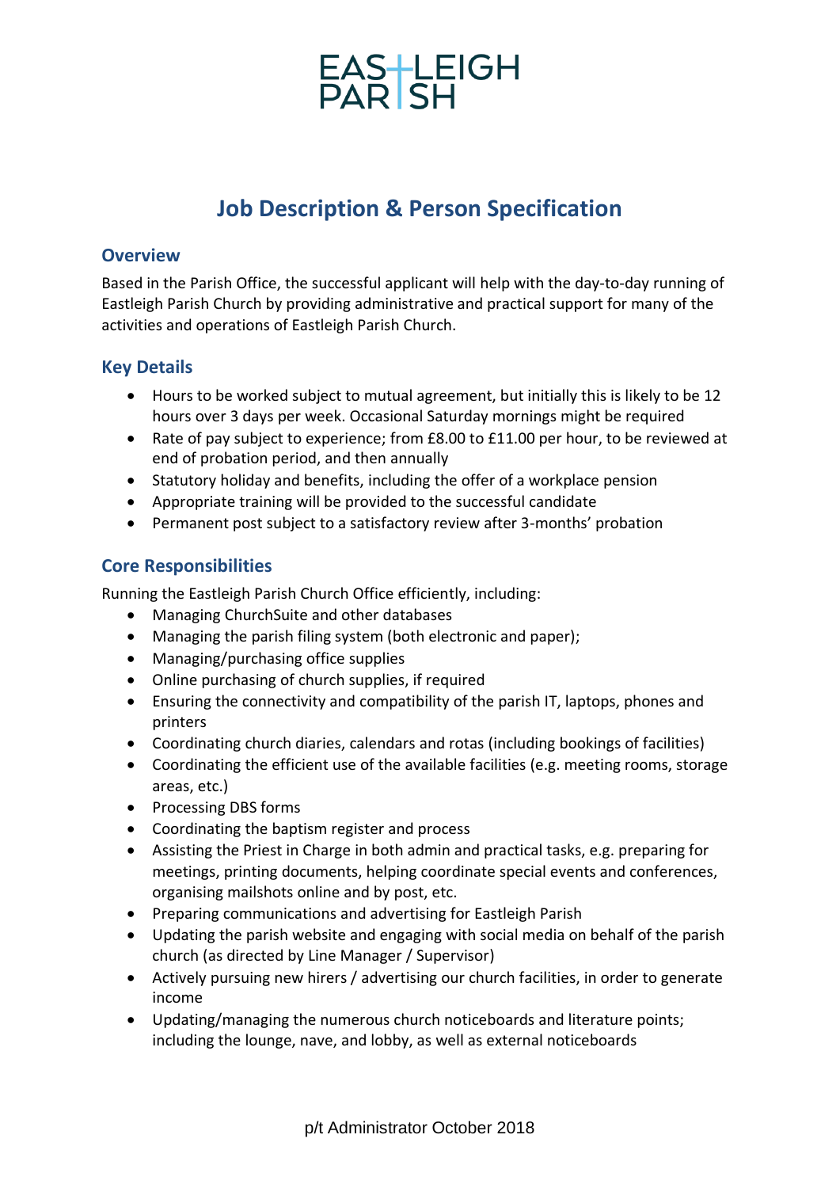EASTLEIGH PARISH

# Job Description & Person Specification

## Overview

Based in the Parish Office, the successful applicant will help with the day-to-day running of Eastleigh Parish Church by providing administrative and practical support for many of the activities and operations of Eastleigh Parish Church.

## Key Details

- Hours to be worked subject to mutual agreement, but initially this is likely to be 12 hours over 3 days per week. Occasional Saturday mornings might be required
- Rate of pay subject to experience; from £8.00 to £11.00 per hour, to be reviewed at end of probation period, and then annually
- Statutory holiday and benefits, including the offer of a workplace pension
- Appropriate training will be provided to the successful candidate
- Permanent post subject to a satisfactory review after 3-months' probation

## Core Responsibilities

Running the Eastleigh Parish Church Office efficiently, including:

- Managing ChurchSuite and other databases
- Managing the parish filing system (both electronic and paper);
- Managing/purchasing office supplies
- Online purchasing of church supplies, if required
- Ensuring the connectivity and compatibility of the parish IT, laptops, phones and printers
- Coordinating church diaries, calendars and rotas (including bookings of facilities)
- Coordinating the efficient use of the available facilities (e.g. meeting rooms, storage areas, etc.)
- Processing DBS forms
- Coordinating the baptism register and process
- Assisting the Priest in Charge in both admin and practical tasks, e.g. preparing for meetings, printing documents, helping coordinate special events and conferences, organising mailshots online and by post, etc.
- Preparing communications and advertising for Eastleigh Parish
- Updating the parish website and engaging with social media on behalf of the parish church (as directed by Line Manager / Supervisor)
- Actively pursuing new hirers / advertising our church facilities, in order to generate income
- Updating/managing the numerous church noticeboards and literature points; including the lounge, nave, and lobby, as well as external noticeboards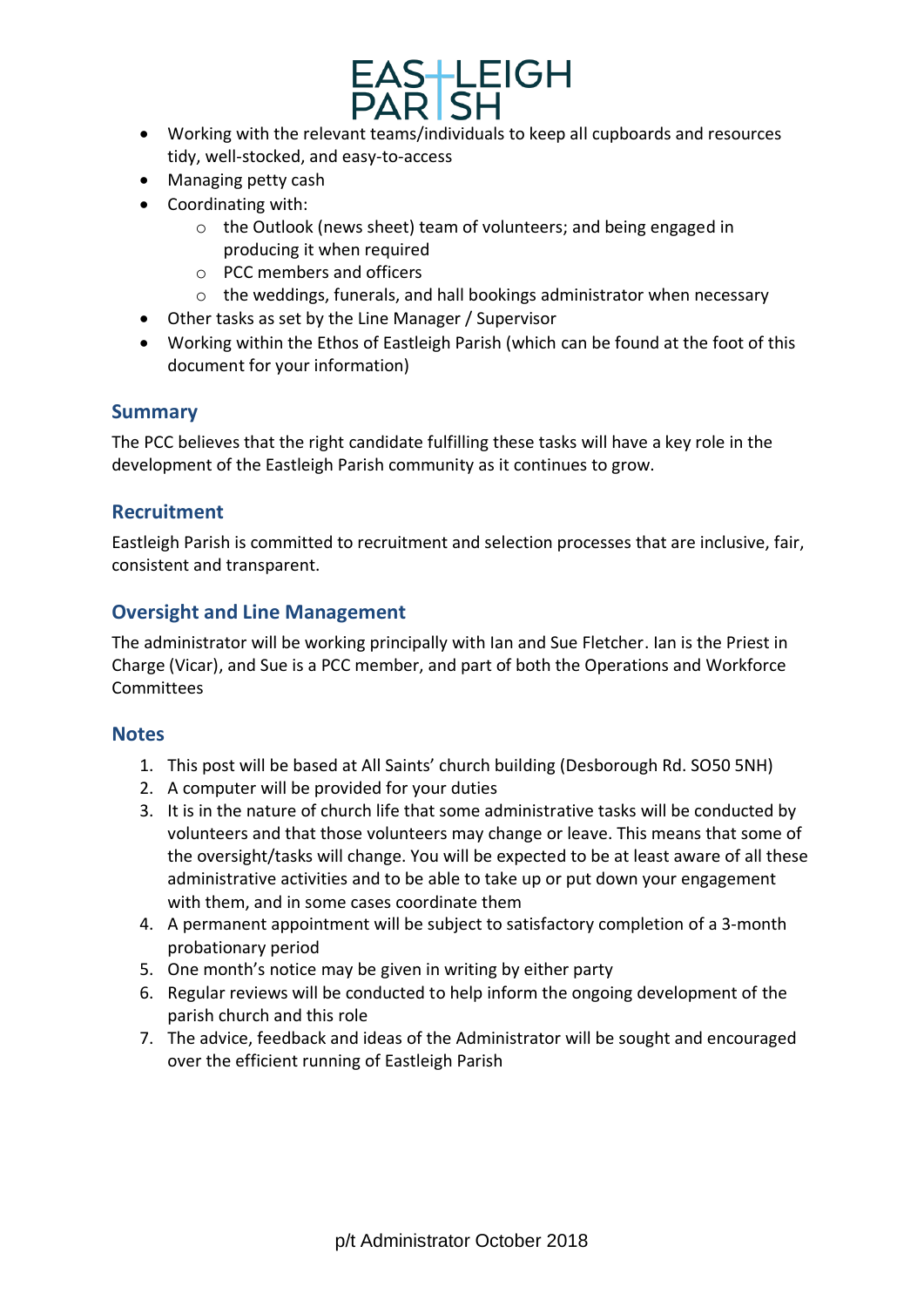- Working with the relevant teams/individuals to keep all cupboards and resources tidy, well-stocked, and easy-to-access
- Managing petty cash
- Coordinating with:
  - the Outlook (news sheet) team of volunteers; and being engaged in producing it when required
  - PCC members and officers
  - the weddings, funerals, and hall bookings administrator when necessary
- Other tasks as set by the Line Manager / Supervisor
- Working within the Ethos of Eastleigh Parish (which can be found at the foot of this document for your information)

## Summary

The PCC believes that the right candidate fulfilling these tasks will have a key role in the development of the Eastleigh Parish community as it continues to grow.

## Recruitment

Eastleigh Parish is committed to recruitment and selection processes that are inclusive, fair, consistent and transparent.

## Oversight and Line Management

The administrator will be working principally with Ian and Sue Fletcher. Ian is the Priest in Charge (Vicar), and Sue is a PCC member, and part of both the Operations and Workforce Committees

## Notes

1. This post will be based at All Saints' church building (Desborough Rd. SO50 5NH)
2. A computer will be provided for your duties
3. It is in the nature of church life that some administrative tasks will be conducted by volunteers and that those volunteers may change or leave. This means that some of the oversight/tasks will change. You will be expected to be at least aware of all these administrative activities and to be able to take up or put down your engagement with them, and in some cases coordinate them
4. A permanent appointment will be subject to satisfactory completion of a 3-month probationary period
5. One month's notice may be given in writing by either party
6. Regular reviews will be conducted to help inform the ongoing development of the parish church and this role
7. The advice, feedback and ideas of the Administrator will be sought and encouraged over the efficient running of Eastleigh Parish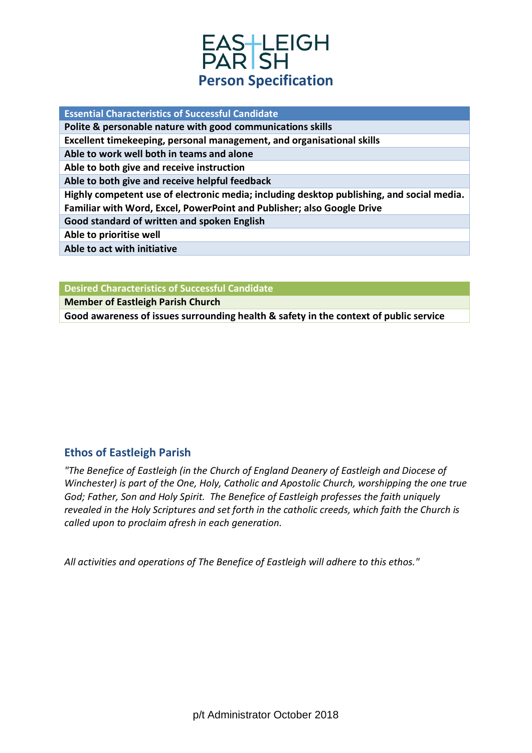# EASTLEIGH PARISH

## Person Specification

| Essential Characteristics of Successful Candidate |
|---|
| **Polite & personable nature with good communications skills** |
| **Excellent timekeeping, personal management, and organisational skills** |
| **Able to work well both in teams and alone** |
| **Able to both give and receive instruction** |
| **Able to both give and receive helpful feedback** |
| **Highly competent use of electronic media; including desktop publishing, and social media. Familiar with Word, Excel, PowerPoint and Publisher; also Google Drive** |
| **Good standard of written and spoken English** |
| **Able to prioritise well** |
| **Able to act with initiative** |

| Desired Characteristics of Successful Candidate |
|---|
| **Member of Eastleigh Parish Church** |
| **Good awareness of issues surrounding health & safety in the context of public service** |

### Ethos of Eastleigh Parish

*"The Benefice of Eastleigh (in the Church of England Deanery of Eastleigh and Diocese of Winchester) is part of the One, Holy, Catholic and Apostolic Church, worshipping the one true God; Father, Son and Holy Spirit. The Benefice of Eastleigh professes the faith uniquely revealed in the Holy Scriptures and set forth in the catholic creeds, which faith the Church is called upon to proclaim afresh in each generation.*

*All activities and operations of The Benefice of Eastleigh will adhere to this ethos."*

p/t Administrator October 2018